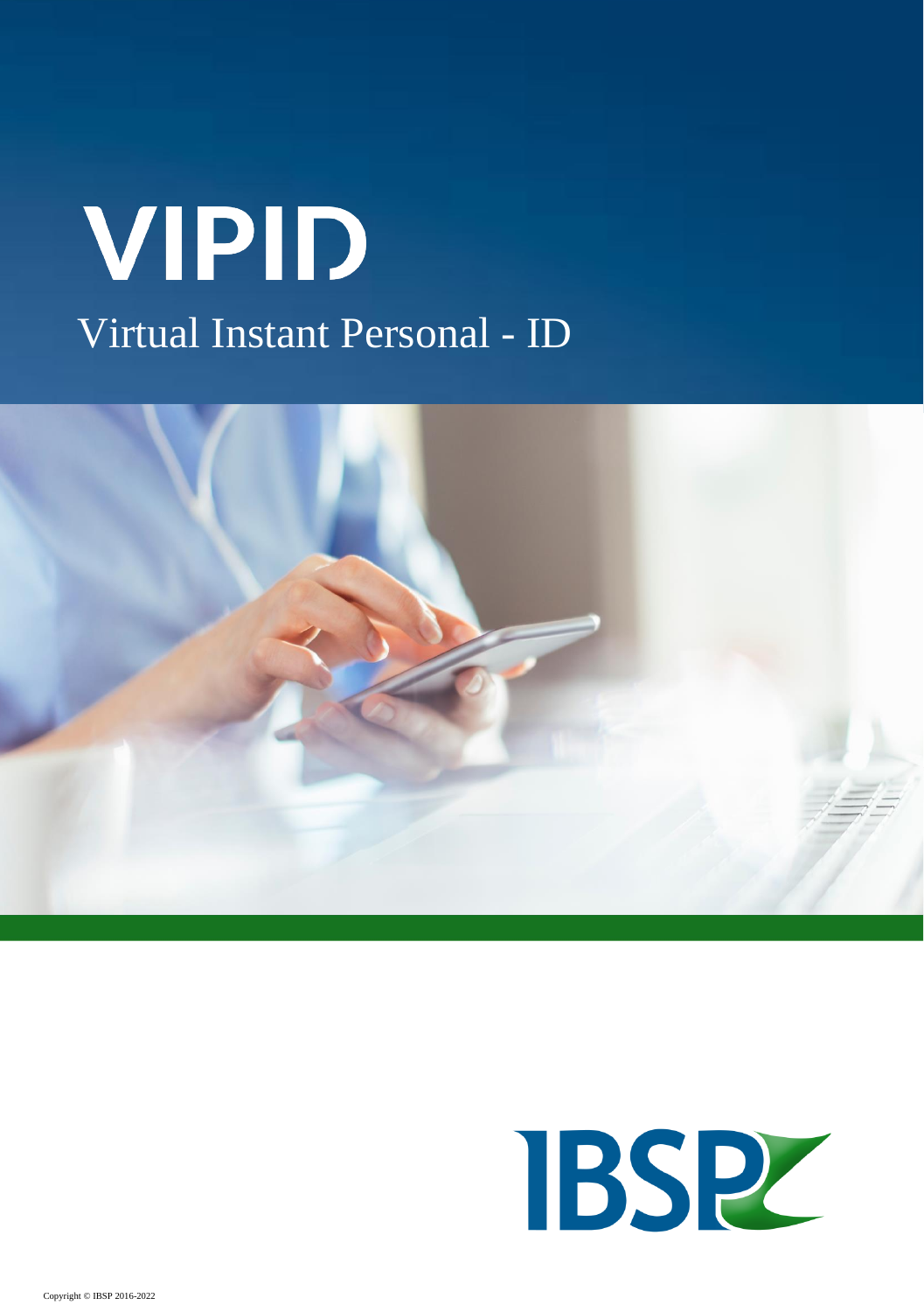# VIPID

## Virtual Instant Personal - ID

IBSP

Copyright © IBSP 2016-2022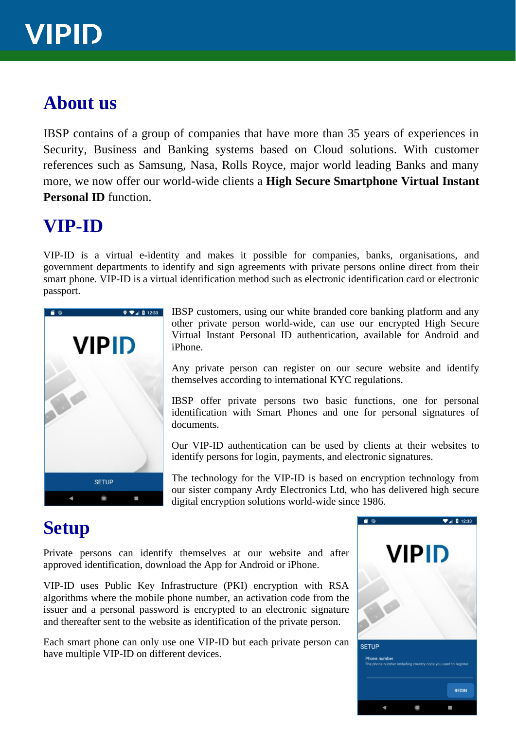## About us

IBSP contains of a group of companies that have more than 35 years of experiences in Security, Business and Banking systems based on Cloud solutions. With customer references such as Samsung, Nasa, Rolls Royce, major world leading Banks and many more, we now offer our world-wide clients a **High Secure Smartphone Virtual Instant Personal ID** function.

## VIP-ID

VIP-ID is a virtual e-identity and makes it possible for companies, banks, organisations, and government departments to identify and sign agreements with private persons online direct from their smart phone. VIP-ID is a virtual identification method such as electronic identification card or electronic passport.

IBSP customers, using our white branded core banking platform and any other private person world-wide, can use our encrypted High Secure Virtual Instant Personal ID authentication, available for Android and iPhone.

Any private person can register on our secure website and identify themselves according to international KYC regulations.

IBSP offer private persons two basic functions, one for personal identification with Smart Phones and one for personal signatures of documents.

Our VIP-ID authentication can be used by clients at their websites to identify persons for login, payments, and electronic signatures.

The technology for the VIP-ID is based on encryption technology from our sister company Ardy Electronics Ltd, who has delivered high secure digital encryption solutions world-wide since 1986.

## Setup

Private persons can identify themselves at our website and after approved identification, download the App for Android or iPhone.

VIP-ID uses Public Key Infrastructure (PKI) encryption with RSA algorithms where the mobile phone number, an activation code from the issuer and a personal password is encrypted to an electronic signature and thereafter sent to the website as identification of the private person.

Each smart phone can only use one VIP-ID but each private person can have multiple VIP-ID on different devices.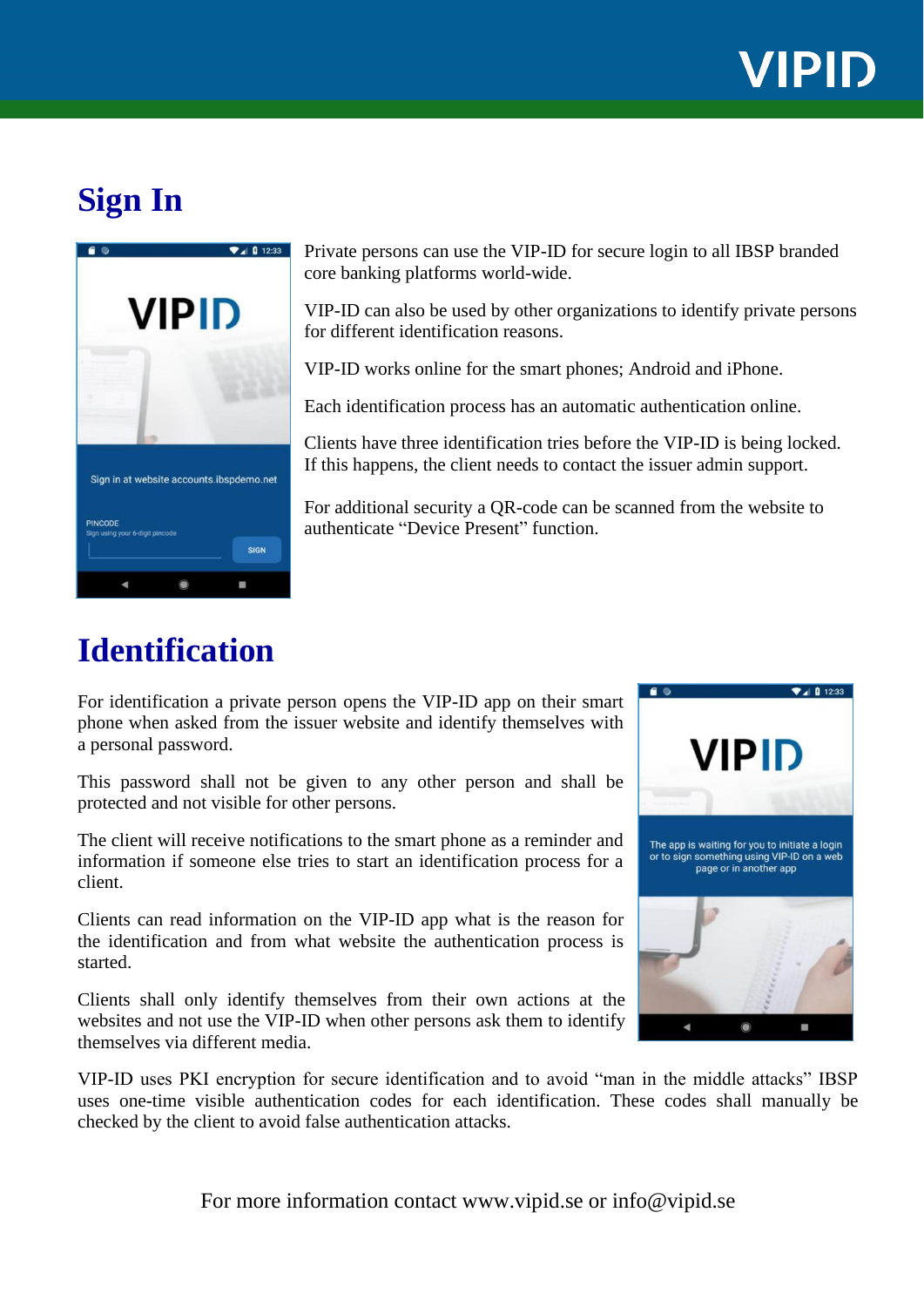## Sign In

Private persons can use the VIP-ID for secure login to all IBSP branded core banking platforms world-wide.

VIP-ID can also be used by other organizations to identify private persons for different identification reasons.

VIP-ID works online for the smart phones; Android and iPhone.

Each identification process has an automatic authentication online.

Clients have three identification tries before the VIP-ID is being locked. If this happens, the client needs to contact the issuer admin support.

For additional security a QR-code can be scanned from the website to authenticate “Device Present” function.

## Identification

For identification a private person opens the VIP-ID app on their smart phone when asked from the issuer website and identify themselves with a personal password.

This password shall not be given to any other person and shall be protected and not visible for other persons.

The client will receive notifications to the smart phone as a reminder and information if someone else tries to start an identification process for a client.

Clients can read information on the VIP-ID app what is the reason for the identification and from what website the authentication process is started.

Clients shall only identify themselves from their own actions at the websites and not use the VIP-ID when other persons ask them to identify themselves via different media.

VIP-ID uses PKI encryption for secure identification and to avoid “man in the middle attacks” IBSP uses one-time visible authentication codes for each identification. These codes shall manually be checked by the client to avoid false authentication attacks.

For more information contact www.vipid.se or info@vipid.se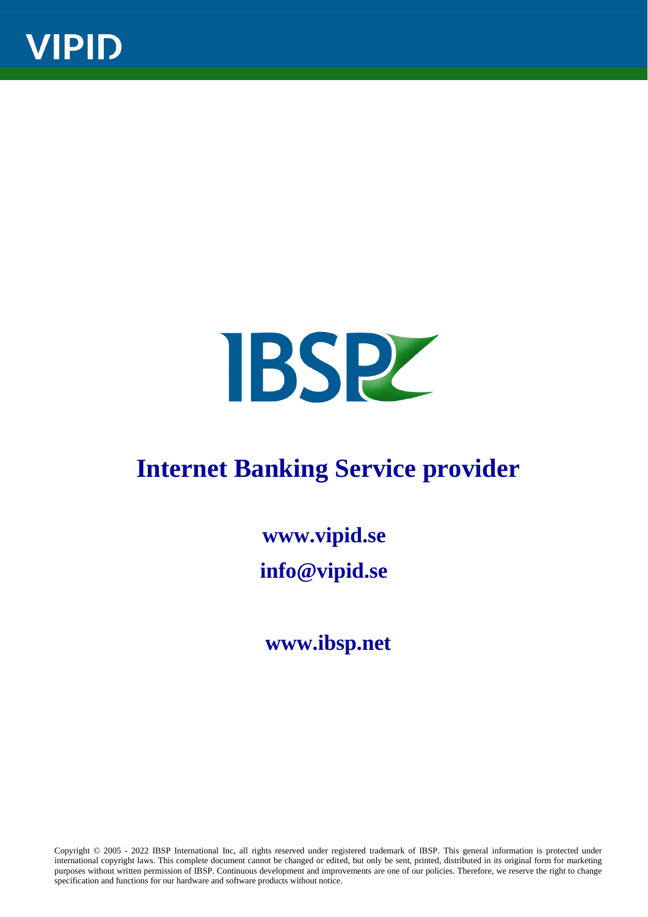VIPID

IBSP

# Internet Banking Service provider

**www.vipid.se**

**info@vipid.se**

**www.ibsp.net**

Copyright © 2005 - 2022 IBSP International Inc, all rights reserved under registered trademark of IBSP. This general information is protected under international copyright laws. This complete document cannot be changed or edited, but only be sent, printed, distributed in its original form for marketing purposes without written permission of IBSP. Continuous development and improvements are one of our policies. Therefore, we reserve the right to change specification and functions for our hardware and software products without notice.